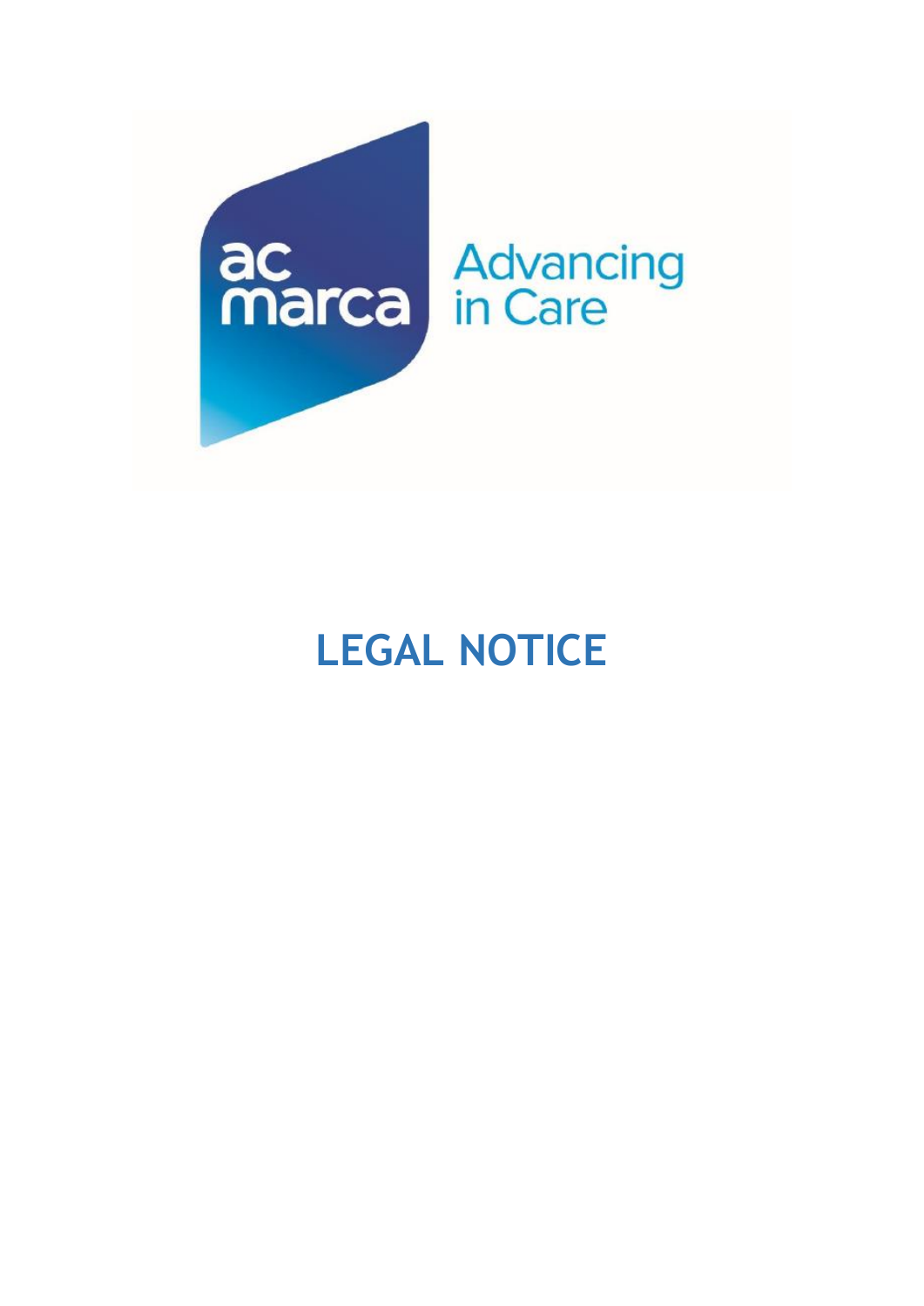ac marca

Advancing in Care

# LEGAL NOTICE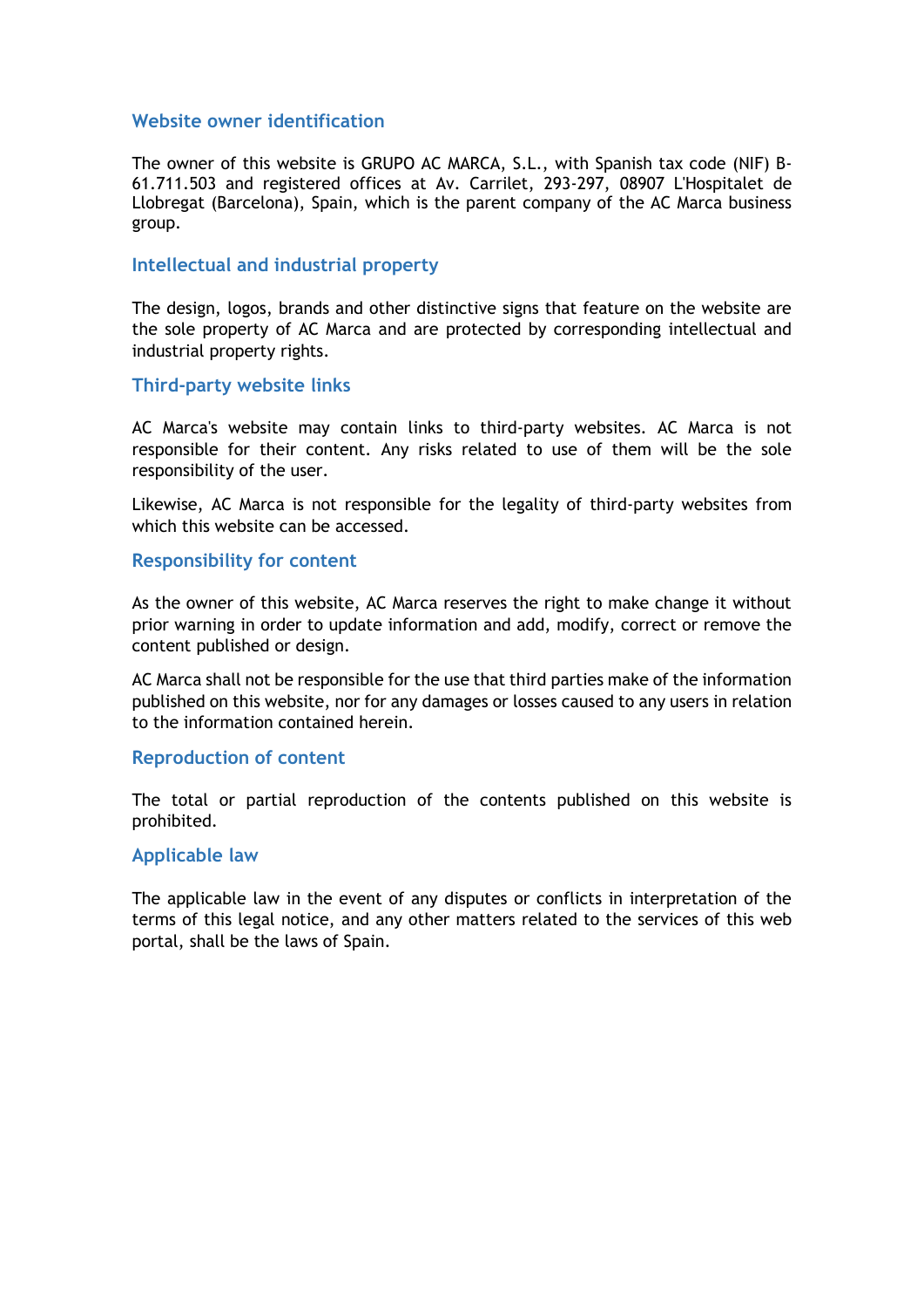## Website owner identification

The owner of this website is GRUPO AC MARCA, S.L., with Spanish tax code (NIF) B-61.711.503 and registered offices at Av. Carrilet, 293-297, 08907 L'Hospitalet de Llobregat (Barcelona), Spain, which is the parent company of the AC Marca business group.

## Intellectual and industrial property

The design, logos, brands and other distinctive signs that feature on the website are the sole property of AC Marca and are protected by corresponding intellectual and industrial property rights.

## Third-party website links

AC Marca's website may contain links to third-party websites. AC Marca is not responsible for their content. Any risks related to use of them will be the sole responsibility of the user.

Likewise, AC Marca is not responsible for the legality of third-party websites from which this website can be accessed.

## Responsibility for content

As the owner of this website, AC Marca reserves the right to make change it without prior warning in order to update information and add, modify, correct or remove the content published or design.

AC Marca shall not be responsible for the use that third parties make of the information published on this website, nor for any damages or losses caused to any users in relation to the information contained herein.

## Reproduction of content

The total or partial reproduction of the contents published on this website is prohibited.

## Applicable law

The applicable law in the event of any disputes or conflicts in interpretation of the terms of this legal notice, and any other matters related to the services of this web portal, shall be the laws of Spain.